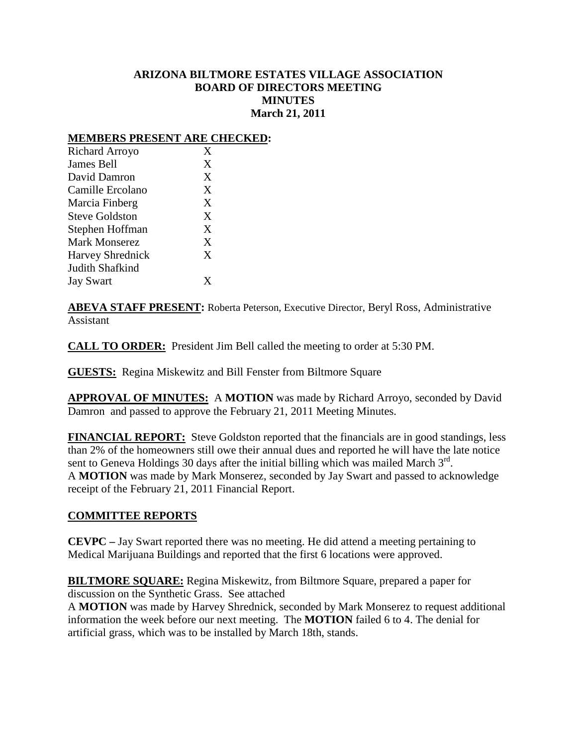# ARIZONA BILTMORE ESTATES VILLAGE ASSOCIATION
## BOARD OF DIRECTORS MEETING
## MINUTES
## March 21, 2011

**MEMBERS PRESENT ARE CHECKED:**

| | |
|---|---|
| Richard Arroyo | X |
| James Bell | X |
| David Damron | X |
| Camille Ercolano | X |
| Marcia Finberg | X |
| Steve Goldston | X |
| Stephen Hoffman | X |
| Mark Monserez | X |
| Harvey Shrednick | X |
| Judith Shafkind | |
| Jay Swart | X |

**ABEVA STAFF PRESENT:** Roberta Peterson, Executive Director, Beryl Ross, Administrative Assistant

**CALL TO ORDER:** President Jim Bell called the meeting to order at 5:30 PM.

**GUESTS:** Regina Miskewitz and Bill Fenster from Biltmore Square

**APPROVAL OF MINUTES:** A **MOTION** was made by Richard Arroyo, seconded by David Damron and passed to approve the February 21, 2011 Meeting Minutes.

**FINANCIAL REPORT:** Steve Goldston reported that the financials are in good standings, less than 2% of the homeowners still owe their annual dues and reported he will have the late notice sent to Geneva Holdings 30 days after the initial billing which was mailed March 3rd.
A **MOTION** was made by Mark Monserez, seconded by Jay Swart and passed to acknowledge receipt of the February 21, 2011 Financial Report.

## COMMITTEE REPORTS

**CEVPC –** Jay Swart reported there was no meeting. He did attend a meeting pertaining to Medical Marijuana Buildings and reported that the first 6 locations were approved.

**BILTMORE SQUARE:** Regina Miskewitz, from Biltmore Square, prepared a paper for discussion on the Synthetic Grass. See attached
A **MOTION** was made by Harvey Shrednick, seconded by Mark Monserez to request additional information the week before our next meeting. The **MOTION** failed 6 to 4. The denial for artificial grass, which was to be installed by March 18th, stands.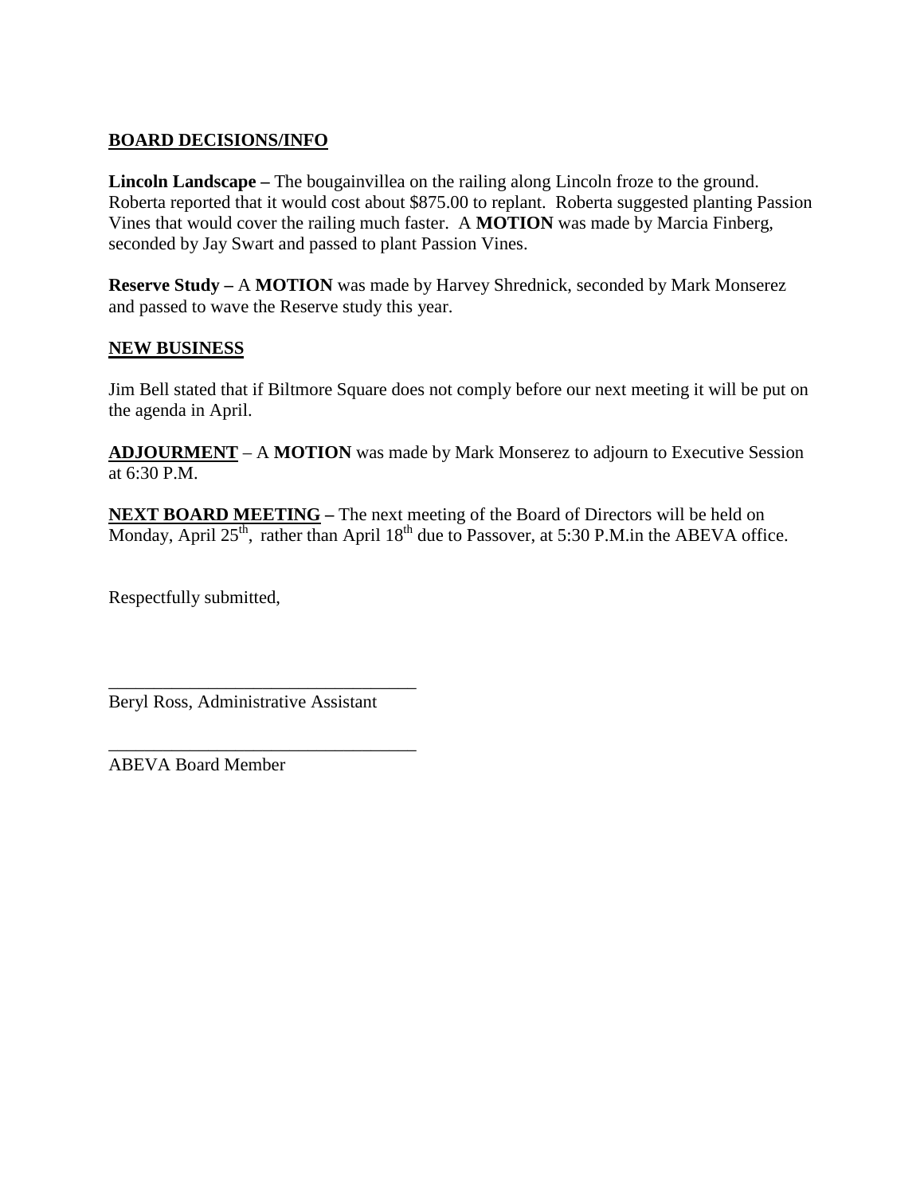**BOARD DECISIONS/INFO**

**Lincoln Landscape –** The bougainvillea on the railing along Lincoln froze to the ground. Roberta reported that it would cost about $875.00 to replant. Roberta suggested planting Passion Vines that would cover the railing much faster. A **MOTION** was made by Marcia Finberg, seconded by Jay Swart and passed to plant Passion Vines.

**Reserve Study –** A **MOTION** was made by Harvey Shrednick, seconded by Mark Monserez and passed to wave the Reserve study this year.

**NEW BUSINESS**

Jim Bell stated that if Biltmore Square does not comply before our next meeting it will be put on the agenda in April.

**ADJOURMENT** – A **MOTION** was made by Mark Monserez to adjourn to Executive Session at 6:30 P.M.

**NEXT BOARD MEETING –** The next meeting of the Board of Directors will be held on Monday, April 25th, rather than April 18th due to Passover, at 5:30 P.M.in the ABEVA office.

Respectfully submitted,

\_\_\_\_\_\_\_\_\_\_\_\_\_\_\_\_\_\_\_\_\_\_\_\_\_\_\_\_\_\_\_\_\_\_
Beryl Ross, Administrative Assistant

\_\_\_\_\_\_\_\_\_\_\_\_\_\_\_\_\_\_\_\_\_\_\_\_\_\_\_\_\_\_\_\_\_\_
ABEVA Board Member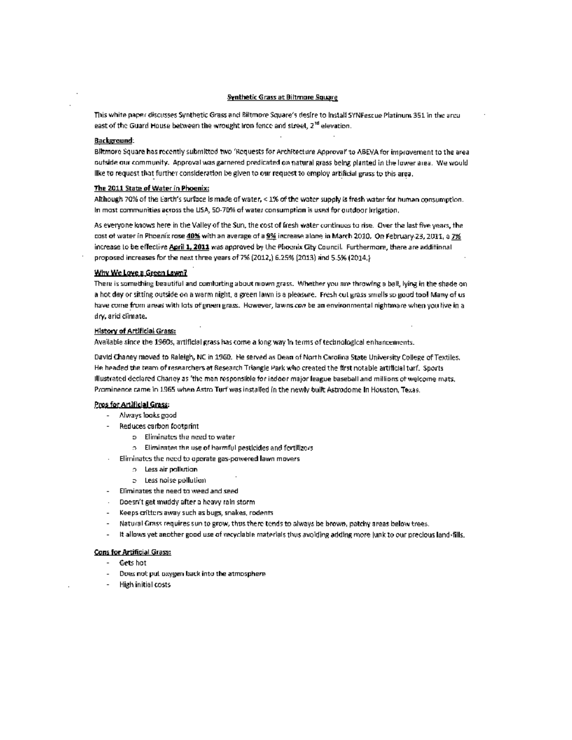# Synthetic Grass at Biltmore Square

This white paper discusses Synthetic Grass and Biltmore Square's desire to install SYNFescue Platinum 351 in the area east of the Guard House between the wrought iron fence and street, 2[nd] elevation.

## Background:

Biltmore Square has recently submitted two 'Requests for Architecture Approval' to ABEVA for improvement to the area outside our community. Approval was garnered predicated on natural grass being planted in the lower area. We would like to request that further consideration be given to our request to employ artificial grass to this area.

## The 2011 State of Water in Phoenix:

Although 70% of the Earth's surface is made of water, < 1% of the water supply is fresh water for human consumption. In most communities across the USA, 50-70% of water consumption is used for outdoor irrigation.

As everyone knows here in the Valley of the Sun, the cost of fresh water continues to rise. Over the last five years, the cost of water in Phoenix rose **40%** with an average of a **9%** increase alone in March 2010. On February 23, 2011, a **7%** increase to be effective **April 1, 2011** was approved by the Phoenix City Council. Furthermore, there are additional proposed increases for the next three years of 7% (2012,) 6.25% (2013) and 5.5% (2014.)

## Why We Love a Green Lawn?

There is something beautiful and comforting about mown grass. Whether you are throwing a ball, lying in the shade on a hot day or sitting outside on a warm night, a green lawn is a pleasure. Fresh cut grass smells so good too! Many of us have come from areas with lots of green grass. However, lawns *can* be an environmental nightmare when you live in a dry, arid climate.

## History of Artificial Grass:

Available since the 1960s, artificial grass has come a long way in terms of technological enhancements.

David Chaney moved to Raleigh, NC in 1960. He served as Dean of North Carolina State University College of Textiles. He headed the team of researchers at Research Triangle Park who created the first notable artificial turf. Sports Illustrated declared Chaney as 'the man responsible for indoor major league baseball and millions of welcome mats. Prominence came in 1965 when Astro Turf was installed in the newly built Astrodome in Houston, Texas.

## Pros for Artificial Grass:

- Always looks good
- Reduces carbon footprint
  - Eliminates the need to water
  - Eliminates the use of harmful pesticides and fertilizers
- Eliminates the need to operate gas-powered lawn movers
  - Less air pollution
  - Less noise pollution
- Eliminates the need to weed and seed
- Doesn't get muddy after a heavy rain storm
- Keeps critters away such as bugs, snakes, rodents
- Natural Grass requires sun to grow, thus there tends to always be brown, patchy areas below trees.
- It allows yet another good use of recyclable materials thus avoiding adding more junk to our precious land-fills.

## Cons for Artificial Grass:

- Gets hot
- Does not put oxygen back into the atmosphere
- High initial costs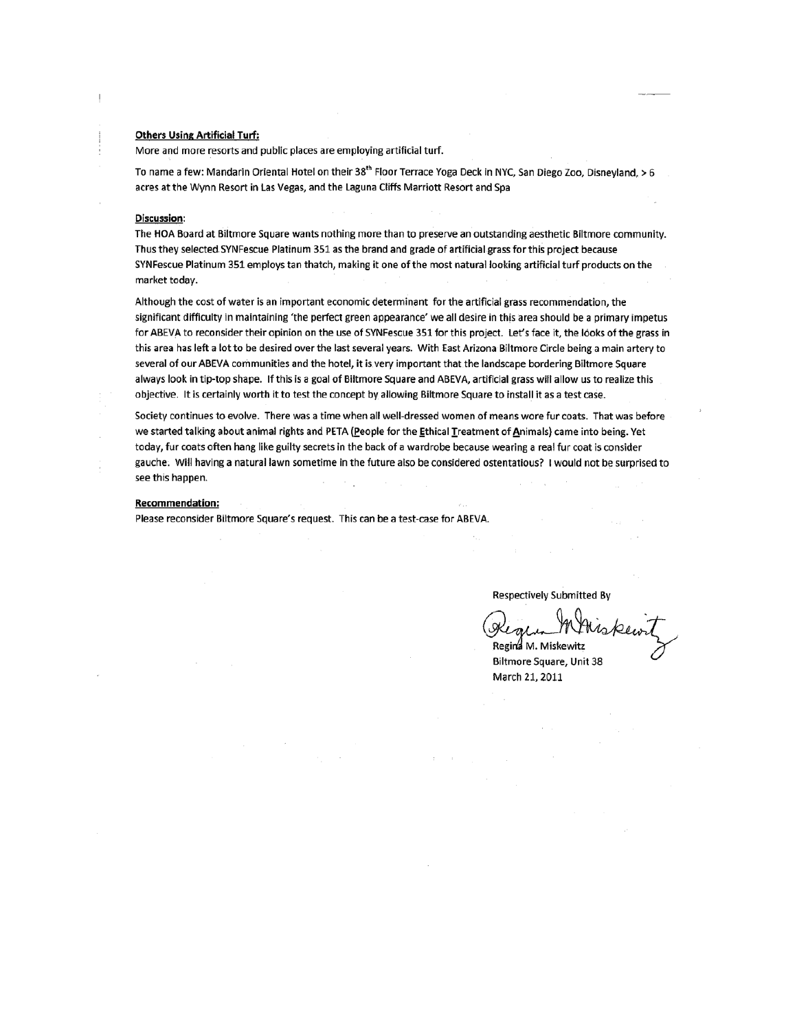**Others Using Artificial Turf:**

More and more resorts and public places are employing artificial turf.

To name a few: Mandarin Oriental Hotel on their 38th Floor Terrace Yoga Deck in NYC, San Diego Zoo, Disneyland, > 6 acres at the Wynn Resort in Las Vegas, and the Laguna Cliffs Marriott Resort and Spa

**Discussion:**

The HOA Board at Biltmore Square wants nothing more than to preserve an outstanding aesthetic Biltmore community. Thus they selected SYNFescue Platinum 351 as the brand and grade of artificial grass for this project because SYNFescue Platinum 351 employs tan thatch, making it one of the most natural looking artificial turf products on the market today.

Although the cost of water is an important economic determinant for the artificial grass recommendation, the significant difficulty in maintaining 'the perfect green appearance' we all desire in this area should be a primary impetus for ABEVA to reconsider their opinion on the use of SYNFescue 351 for this project. Let's face it, the looks of the grass in this area has left a lot to be desired over the last several years. With East Arizona Biltmore Circle being a main artery to several of our ABEVA communities and the hotel, it is very important that the landscape bordering Biltmore Square always look in tip-top shape. If this is a goal of Biltmore Square and ABEVA, artificial grass will allow us to realize this objective. It is certainly worth it to test the concept by allowing Biltmore Square to install it as a test case.

Society continues to evolve. There was a time when all well-dressed women of means wore fur coats. That was before we started talking about animal rights and PETA (People for the Ethical Treatment of Animals) came into being. Yet today, fur coats often hang like guilty secrets in the back of a wardrobe because wearing a real fur coat is consider gauche. Will having a natural lawn sometime in the future also be considered ostentatious? I would not be surprised to see this happen.

**Recommendation:**

Please reconsider Biltmore Square's request. This can be a test-case for ABEVA.

Respectively Submitted By

Regina M. Miskewitz

Regina M. Miskewitz
Biltmore Square, Unit 38
March 21, 2011